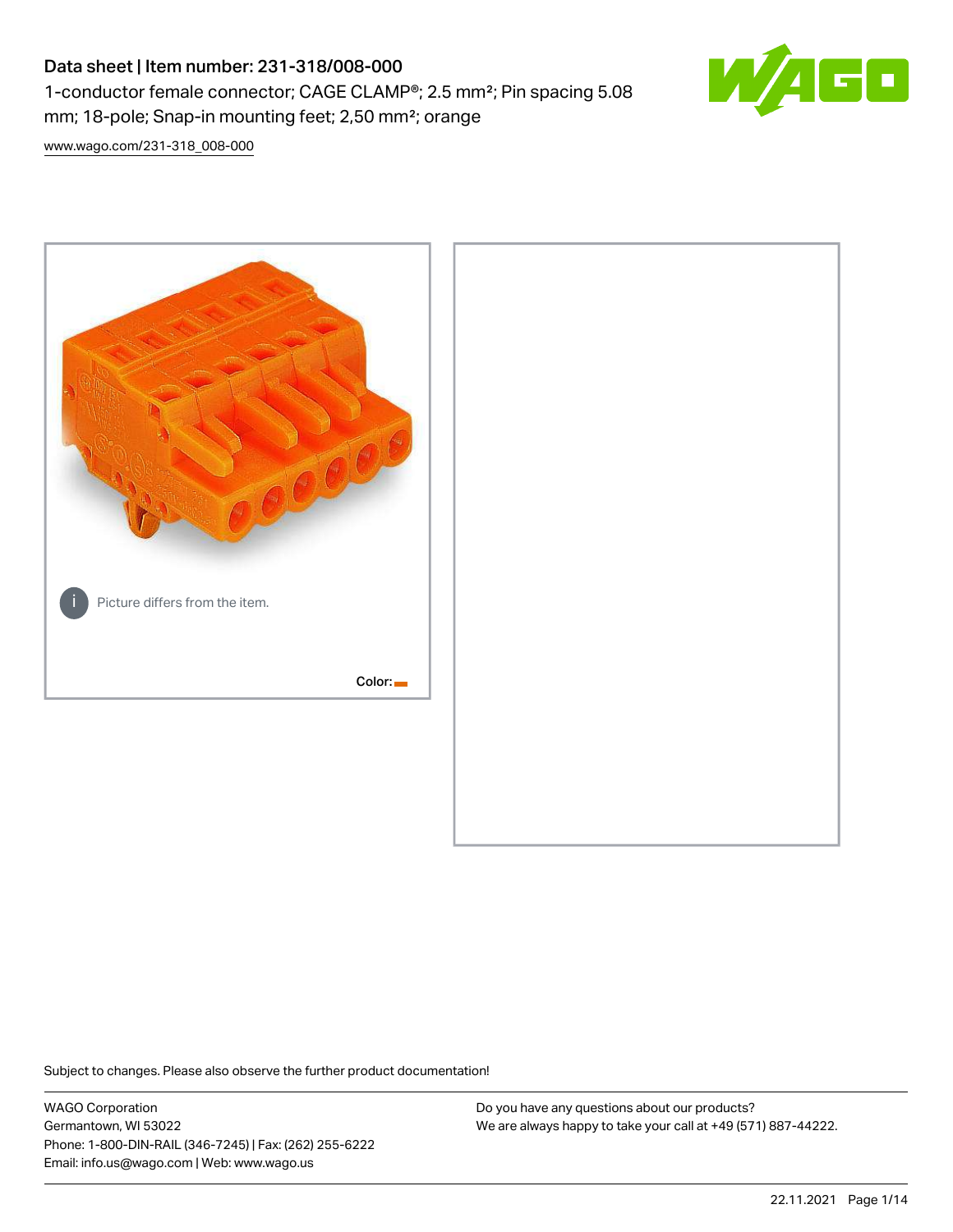# Data sheet | Item number: 231-318/008-000

1-conductor female connector; CAGE CLAMP®; 2.5 mm²; Pin spacing 5.08 mm; 18-pole; Snap-in mounting feet; 2,50 mm²; orange

[www.wago.com/231-318_008-000](www.wago.com/231-318_008-000)

Picture differs from the item.

Color:

Subject to changes. Please also observe the further product documentation!

WAGO Corporation
Germantown, WI 53022
Phone: 1-800-DIN-RAIL (346-7245) | Fax: (262) 255-6222
Email: info.us@wago.com | Web: www.wago.us

Do you have any questions about our products?
We are always happy to take your call at +49 (571) 887-44222.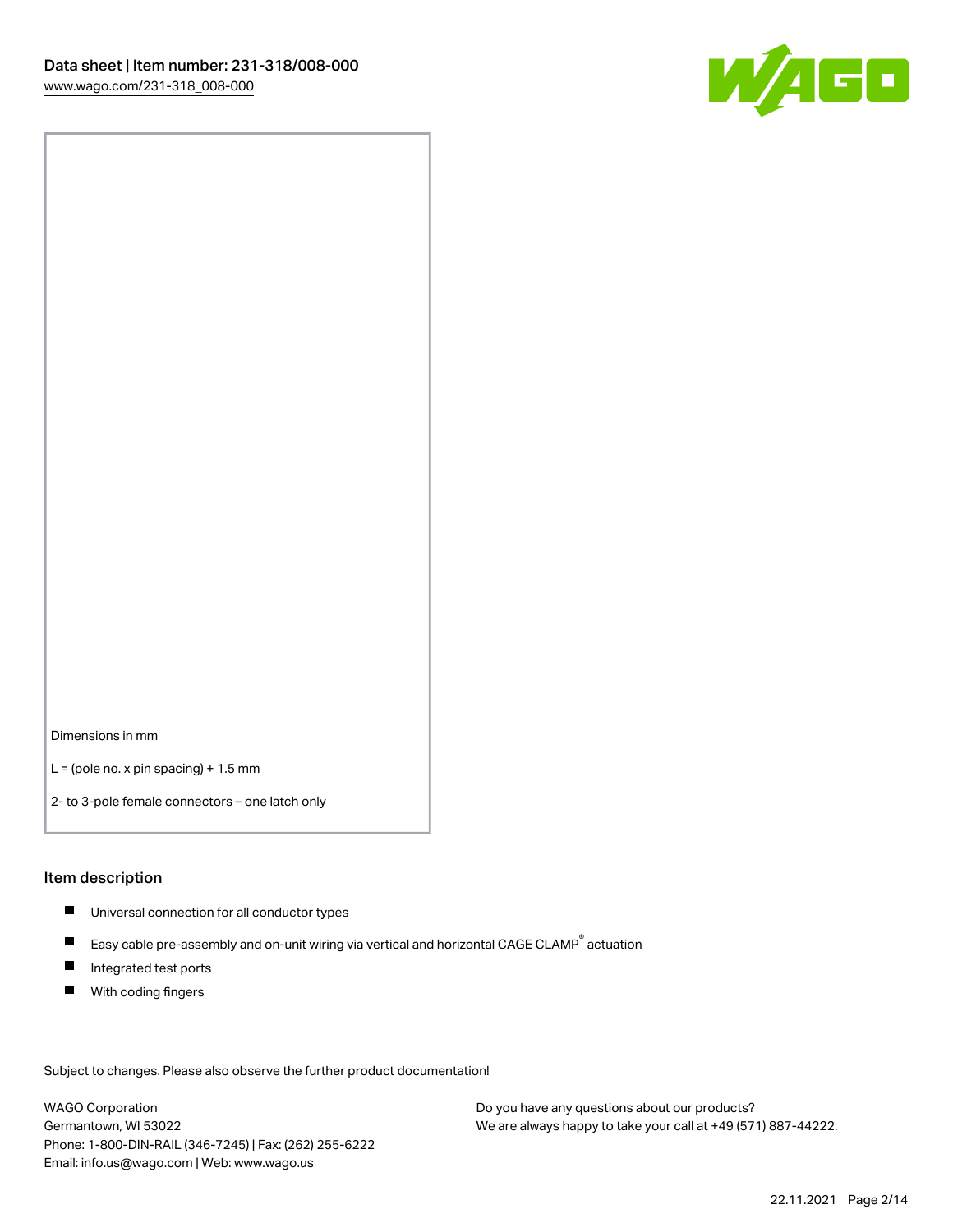Dimensions in mm

L = (pole no. x pin spacing) + 1.5 mm

2- to 3-pole female connectors – one latch only

## Item description

- Universal connection for all conductor types
- Easy cable pre-assembly and on-unit wiring via vertical and horizontal CAGE CLAMP® actuation
- Integrated test ports
- With coding fingers

Subject to changes. Please also observe the further product documentation!

WAGO Corporation
Germantown, WI 53022
Phone: 1-800-DIN-RAIL (346-7245) | Fax: (262) 255-6222
Email: info.us@wago.com | Web: www.wago.us

Do you have any questions about our products?
We are always happy to take your call at +49 (571) 887-44222.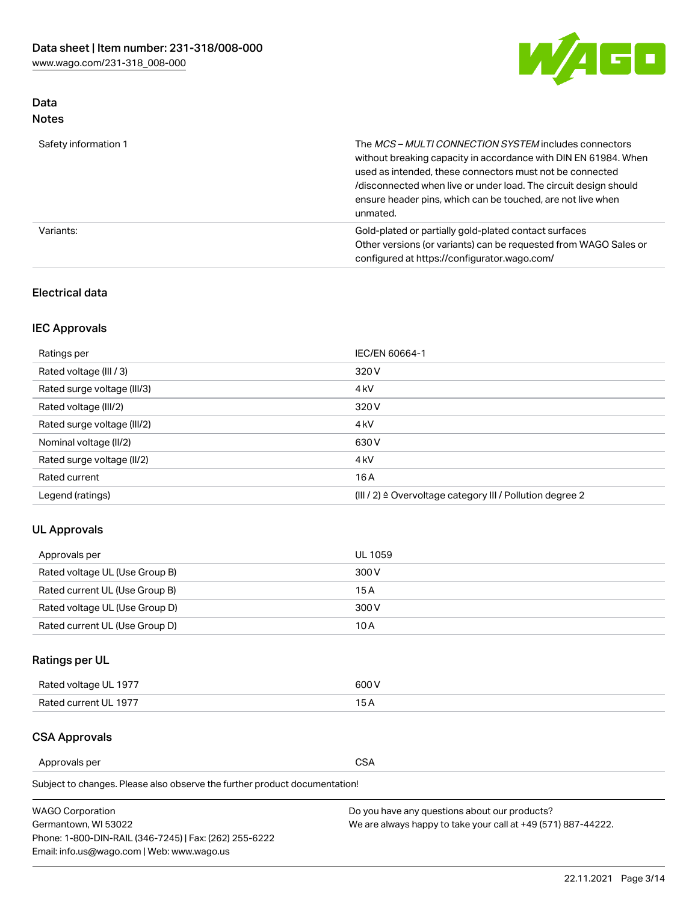## Data
### Notes

| | |
|---|---|
| Safety information 1 | The *MCS – MULTI CONNECTION SYSTEM* includes connectors without breaking capacity in accordance with DIN EN 61984. When used as intended, these connectors must not be connected /disconnected when live or under load. The circuit design should ensure header pins, which can be touched, are not live when unmated. |
| Variants: | Gold-plated or partially gold-plated contact surfaces<br>Other versions (or variants) can be requested from WAGO Sales or configured at https://configurator.wago.com/ |

### Electrical data

### IEC Approvals

| | |
|---|---|
| Ratings per | IEC/EN 60664-1 |
| Rated voltage (III / 3) | 320 V |
| Rated surge voltage (III/3) | 4 kV |
| Rated voltage (III/2) | 320 V |
| Rated surge voltage (III/2) | 4 kV |
| Nominal voltage (II/2) | 630 V |
| Rated surge voltage (II/2) | 4 kV |
| Rated current | 16 A |
| Legend (ratings) | (III / 2) ≙ Overvoltage category III / Pollution degree 2 |

### UL Approvals

| | |
|---|---|
| Approvals per | UL 1059 |
| Rated voltage UL (Use Group B) | 300 V |
| Rated current UL (Use Group B) | 15 A |
| Rated voltage UL (Use Group D) | 300 V |
| Rated current UL (Use Group D) | 10 A |

### Ratings per UL

| | |
|---|---|
| Rated voltage UL 1977 | 600 V |
| Rated current UL 1977 | 15 A |

### CSA Approvals

| | |
|---|---|
| Approvals per | CSA |

Subject to changes. Please also observe the further product documentation!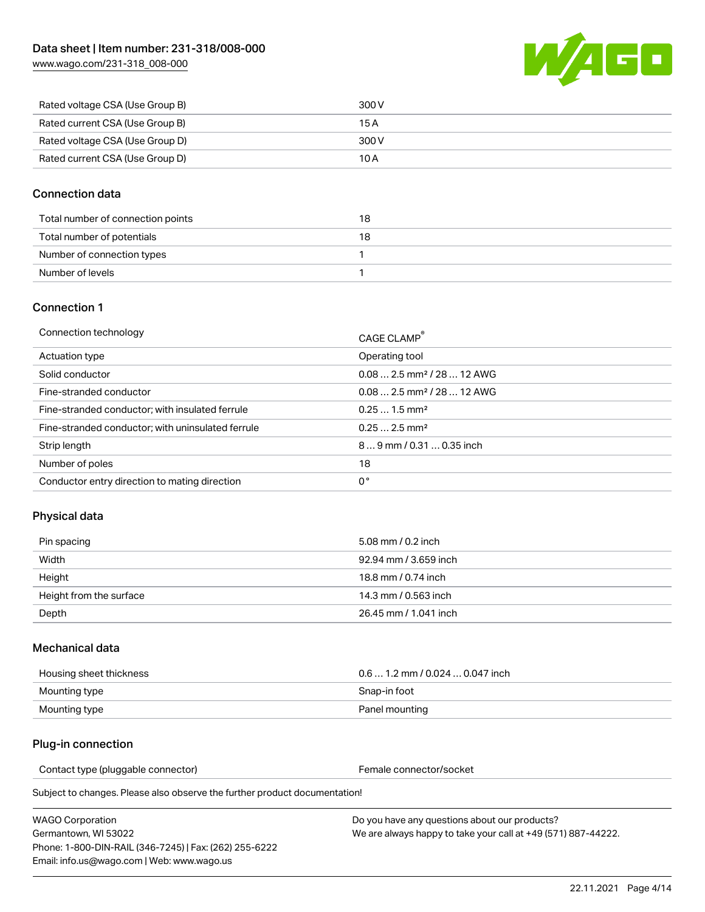| | |
|---|---|
| Rated voltage CSA (Use Group B) | 300 V |
| Rated current CSA (Use Group B) | 15 A |
| Rated voltage CSA (Use Group D) | 300 V |
| Rated current CSA (Use Group D) | 10 A |

## Connection data

| | |
|---|---|
| Total number of connection points | 18 |
| Total number of potentials | 18 |
| Number of connection types | 1 |
| Number of levels | 1 |

## Connection 1

| | |
|---|---|
| Connection technology | CAGE CLAMP® |
| Actuation type | Operating tool |
| Solid conductor | 0.08 … 2.5 mm² / 28 … 12 AWG |
| Fine-stranded conductor | 0.08 … 2.5 mm² / 28 … 12 AWG |
| Fine-stranded conductor; with insulated ferrule | 0.25 … 1.5 mm² |
| Fine-stranded conductor; with uninsulated ferrule | 0.25 … 2.5 mm² |
| Strip length | 8 … 9 mm / 0.31 … 0.35 inch |
| Number of poles | 18 |
| Conductor entry direction to mating direction | 0 ° |

## Physical data

| | |
|---|---|
| Pin spacing | 5.08 mm / 0.2 inch |
| Width | 92.94 mm / 3.659 inch |
| Height | 18.8 mm / 0.74 inch |
| Height from the surface | 14.3 mm / 0.563 inch |
| Depth | 26.45 mm / 1.041 inch |

## Mechanical data

| | |
|---|---|
| Housing sheet thickness | 0.6 … 1.2 mm / 0.024 … 0.047 inch |
| Mounting type | Snap-in foot |
| Mounting type | Panel mounting |

## Plug-in connection

| | |
|---|---|
| Contact type (pluggable connector) | Female connector/socket |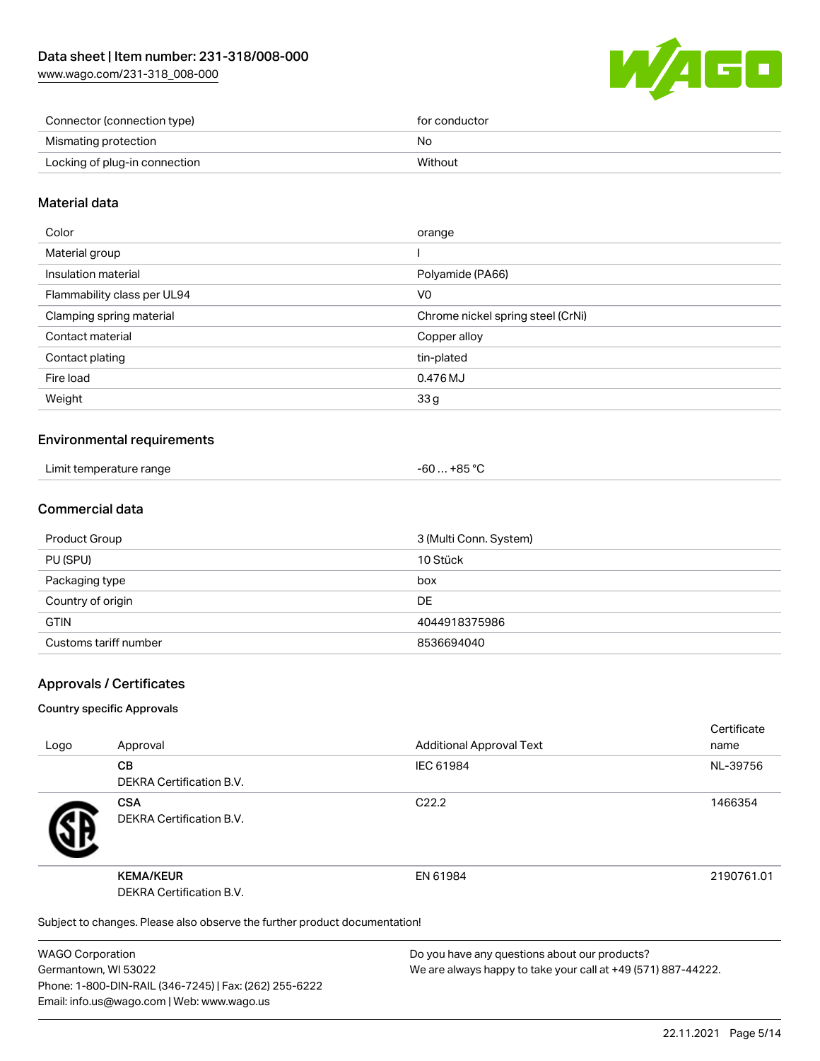| Connector (connection type) | for conductor |
| --- | --- |
| Mismating protection | No |
| Locking of plug-in connection | Without |

## Material data

| Color | orange |
| --- | --- |
| Material group | I |
| Insulation material | Polyamide (PA66) |
| Flammability class per UL94 | V0 |
| Clamping spring material | Chrome nickel spring steel (CrNi) |
| Contact material | Copper alloy |
| Contact plating | tin-plated |
| Fire load | 0.476 MJ |
| Weight | 33 g |

## Environmental requirements

| Limit temperature range | -60 … +85 °C |
| --- | --- |

## Commercial data

| Product Group | 3 (Multi Conn. System) |
| --- | --- |
| PU (SPU) | 10 Stück |
| Packaging type | box |
| Country of origin | DE |
| GTIN | 4044918375986 |
| Customs tariff number | 8536694040 |

## Approvals / Certificates

### Country specific Approvals

| Logo | Approval | Additional Approval Text | Certificate name |
| --- | --- | --- | --- |
| | **CB** DEKRA Certification B.V. | IEC 61984 | NL-39756 |
| | **CSA** DEKRA Certification B.V. | C22.2 | 1466354 |
| | **KEMA/KEUR** DEKRA Certification B.V. | EN 61984 | 2190761.01 |

Subject to changes. Please also observe the further product documentation!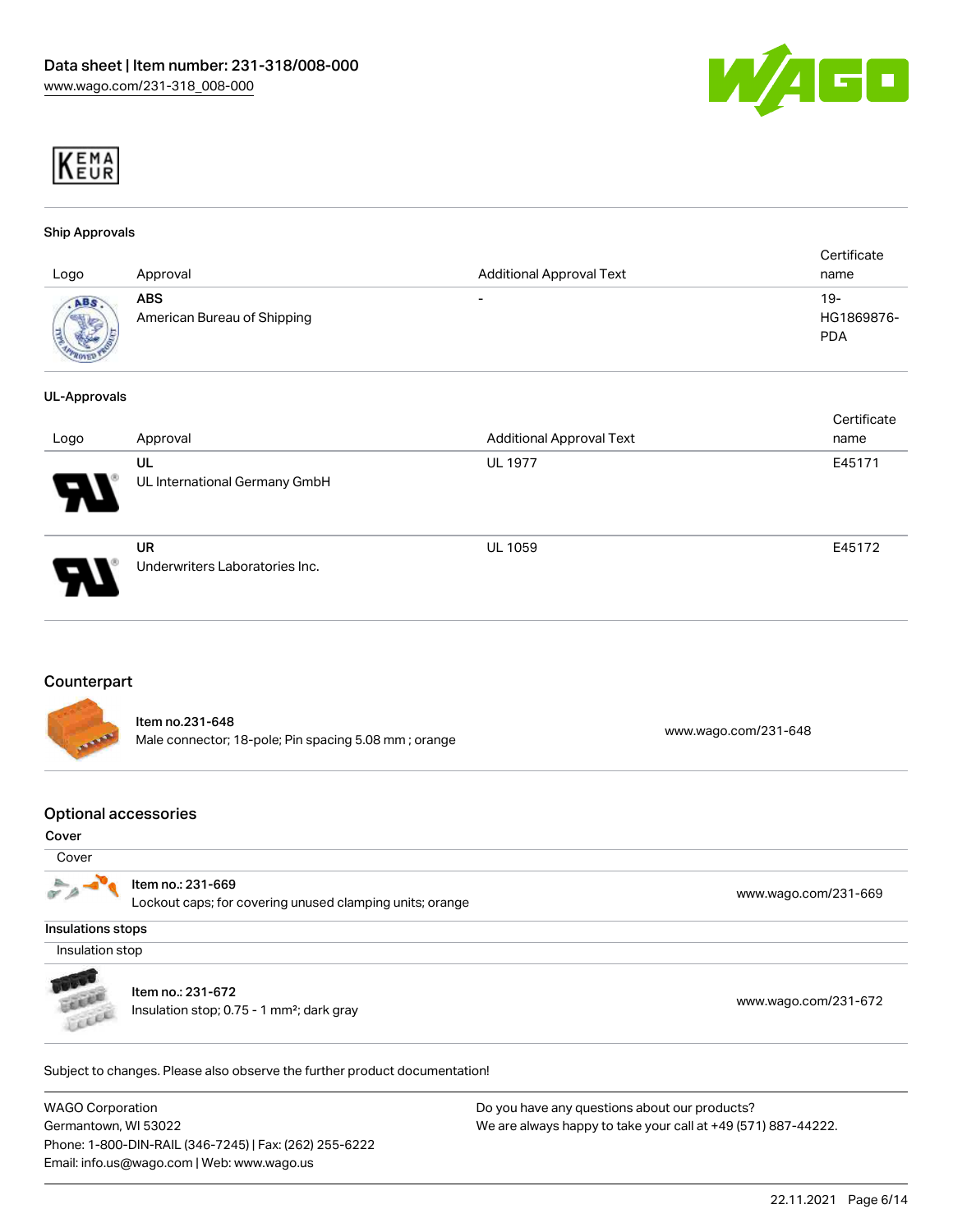### Ship Approvals

| Logo | Approval | Additional Approval Text | Certificate name |
| --- | --- | --- | --- |
| | **ABS** American Bureau of Shipping | - | 19-HG1869876-PDA |

### UL-Approvals

| Logo | Approval | Additional Approval Text | Certificate name |
| --- | --- | --- | --- |
| | **UL** UL International Germany GmbH | UL 1977 | E45171 |
| | **UR** Underwriters Laboratories Inc. | UL 1059 | E45172 |

## Counterpart

| | |
| --- | --- |
| **Item no.231-648** Male connector; 18-pole; Pin spacing 5.08 mm ; orange | www.wago.com/231-648 |

## Optional accessories

### Cover

| Cover | |
| --- | --- |
| **Item no.: 231-669** Lockout caps; for covering unused clamping units; orange | www.wago.com/231-669 |

### Insulations stops

| Insulation stop | |
| --- | --- |
| **Item no.: 231-672** Insulation stop; 0.75 - 1 mm²; dark gray | www.wago.com/231-672 |

Subject to changes. Please also observe the further product documentation!

WAGO Corporation
Germantown, WI 53022
Phone: 1-800-DIN-RAIL (346-7245) | Fax: (262) 255-6222
Email: info.us@wago.com | Web: www.wago.us

Do you have any questions about our products?
We are always happy to take your call at +49 (571) 887-44222.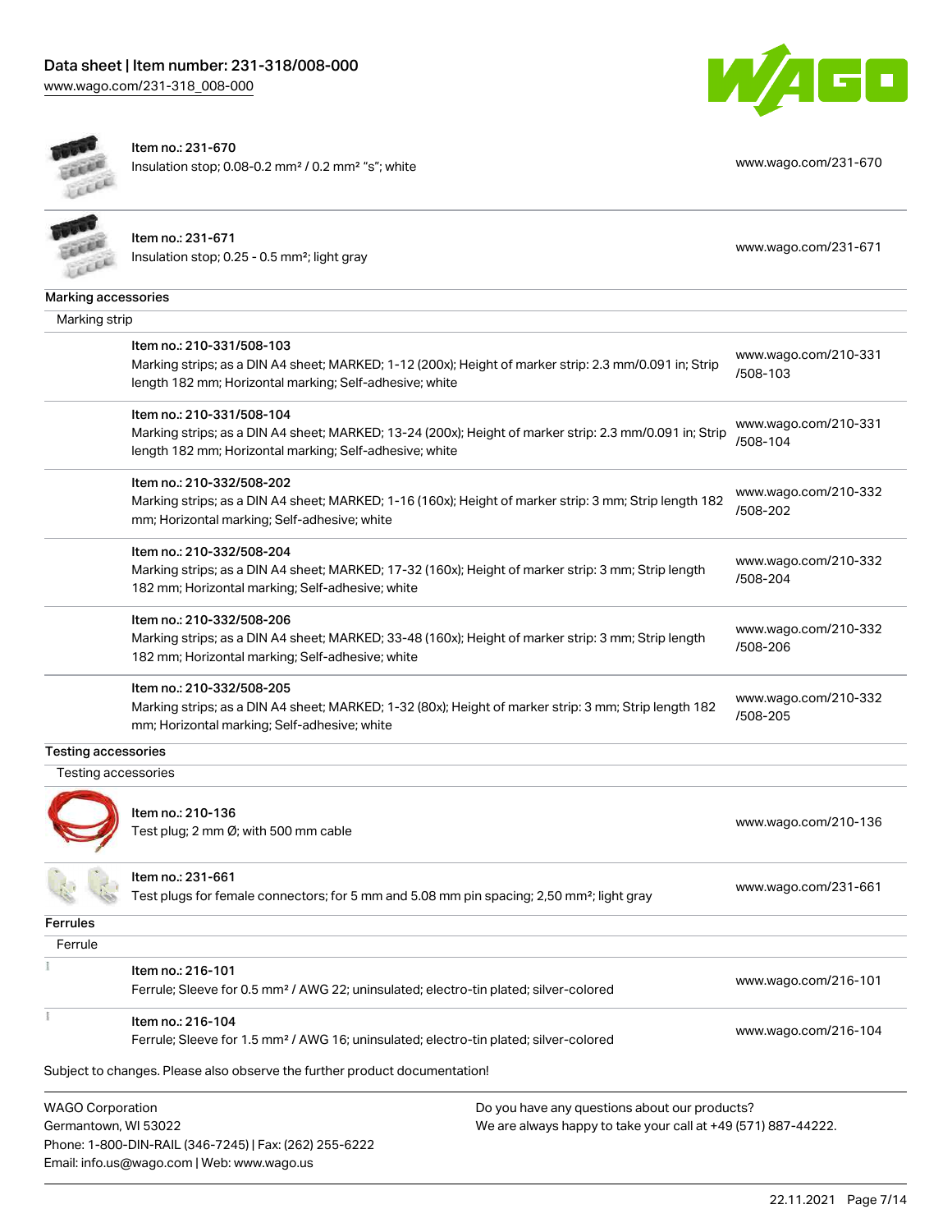| | |
|---|---|
| Item no.: 231-670<br>Insulation stop; 0.08-0.2 mm² / 0.2 mm² "s"; white | www.wago.com/231-670 |
| Item no.: 231-671<br>Insulation stop; 0.25 - 0.5 mm²; light gray | www.wago.com/231-671 |

## Marking accessories

### Marking strip

| | |
|---|---|
| Item no.: 210-331/508-103<br>Marking strips; as a DIN A4 sheet; MARKED; 1-12 (200x); Height of marker strip: 2.3 mm/0.091 in; Strip length 182 mm; Horizontal marking; Self-adhesive; white | www.wago.com/210-331/508-103 |
| Item no.: 210-331/508-104<br>Marking strips; as a DIN A4 sheet; MARKED; 13-24 (200x); Height of marker strip: 2.3 mm/0.091 in; Strip length 182 mm; Horizontal marking; Self-adhesive; white | www.wago.com/210-331/508-104 |
| Item no.: 210-332/508-202<br>Marking strips; as a DIN A4 sheet; MARKED; 1-16 (160x); Height of marker strip: 3 mm; Strip length 182 mm; Horizontal marking; Self-adhesive; white | www.wago.com/210-332/508-202 |
| Item no.: 210-332/508-204<br>Marking strips; as a DIN A4 sheet; MARKED; 17-32 (160x); Height of marker strip: 3 mm; Strip length 182 mm; Horizontal marking; Self-adhesive; white | www.wago.com/210-332/508-204 |
| Item no.: 210-332/508-206<br>Marking strips; as a DIN A4 sheet; MARKED; 33-48 (160x); Height of marker strip: 3 mm; Strip length 182 mm; Horizontal marking; Self-adhesive; white | www.wago.com/210-332/508-206 |
| Item no.: 210-332/508-205<br>Marking strips; as a DIN A4 sheet; MARKED; 1-32 (80x); Height of marker strip: 3 mm; Strip length 182 mm; Horizontal marking; Self-adhesive; white | www.wago.com/210-332/508-205 |

## Testing accessories

### Testing accessories

| | |
|---|---|
| Item no.: 210-136<br>Test plug; 2 mm Ø; with 500 mm cable | www.wago.com/210-136 |
| Item no.: 231-661<br>Test plugs for female connectors; for 5 mm and 5.08 mm pin spacing; 2,50 mm²; light gray | www.wago.com/231-661 |

## Ferrules

### Ferrule

| | |
|---|---|
| Item no.: 216-101<br>Ferrule; Sleeve for 0.5 mm² / AWG 22; uninsulated; electro-tin plated; silver-colored | www.wago.com/216-101 |
| Item no.: 216-104<br>Ferrule; Sleeve for 1.5 mm² / AWG 16; uninsulated; electro-tin plated; silver-colored | www.wago.com/216-104 |

Subject to changes. Please also observe the further product documentation!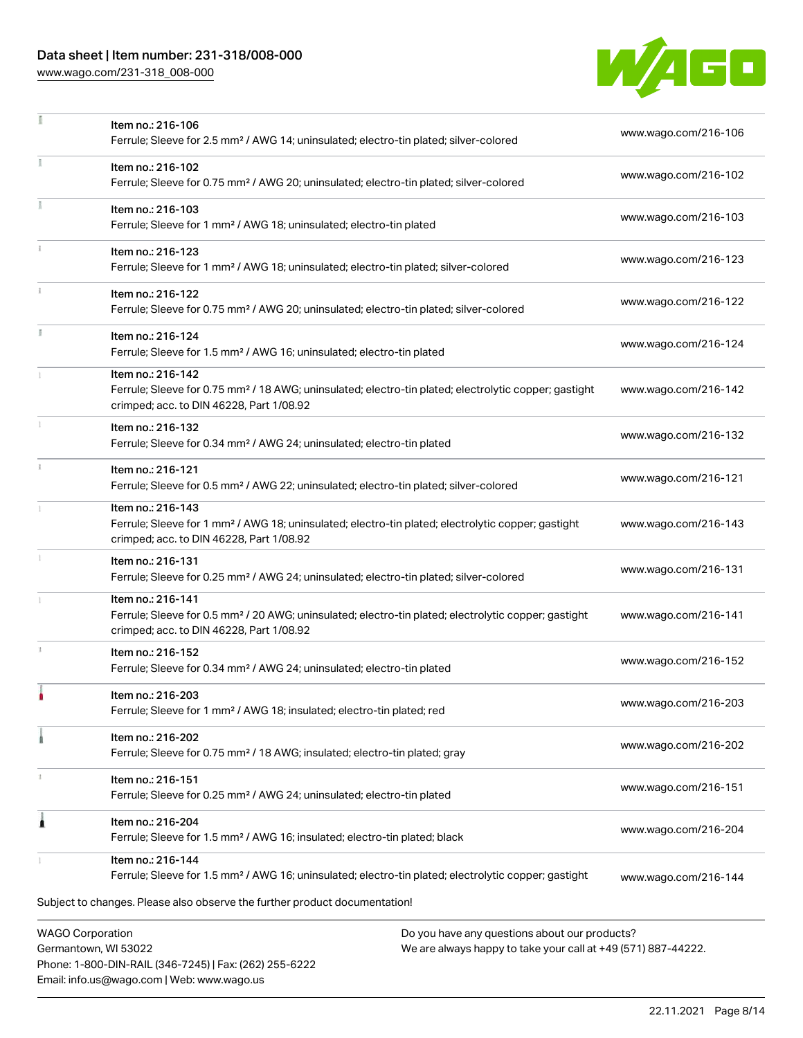| | | |
|---|---|---|
| | Item no.: 216-106<br>Ferrule; Sleeve for 2.5 mm² / AWG 14; uninsulated; electro-tin plated; silver-colored | www.wago.com/216-106 |
| | Item no.: 216-102<br>Ferrule; Sleeve for 0.75 mm² / AWG 20; uninsulated; electro-tin plated; silver-colored | www.wago.com/216-102 |
| | Item no.: 216-103<br>Ferrule; Sleeve for 1 mm² / AWG 18; uninsulated; electro-tin plated | www.wago.com/216-103 |
| | Item no.: 216-123<br>Ferrule; Sleeve for 1 mm² / AWG 18; uninsulated; electro-tin plated; silver-colored | www.wago.com/216-123 |
| | Item no.: 216-122<br>Ferrule; Sleeve for 0.75 mm² / AWG 20; uninsulated; electro-tin plated; silver-colored | www.wago.com/216-122 |
| | Item no.: 216-124<br>Ferrule; Sleeve for 1.5 mm² / AWG 16; uninsulated; electro-tin plated | www.wago.com/216-124 |
| | Item no.: 216-142<br>Ferrule; Sleeve for 0.75 mm² / 18 AWG; uninsulated; electro-tin plated; electrolytic copper; gastight crimped; acc. to DIN 46228, Part 1/08.92 | www.wago.com/216-142 |
| | Item no.: 216-132<br>Ferrule; Sleeve for 0.34 mm² / AWG 24; uninsulated; electro-tin plated | www.wago.com/216-132 |
| | Item no.: 216-121<br>Ferrule; Sleeve for 0.5 mm² / AWG 22; uninsulated; electro-tin plated; silver-colored | www.wago.com/216-121 |
| | Item no.: 216-143<br>Ferrule; Sleeve for 1 mm² / AWG 18; uninsulated; electro-tin plated; electrolytic copper; gastight crimped; acc. to DIN 46228, Part 1/08.92 | www.wago.com/216-143 |
| | Item no.: 216-131<br>Ferrule; Sleeve for 0.25 mm² / AWG 24; uninsulated; electro-tin plated; silver-colored | www.wago.com/216-131 |
| | Item no.: 216-141<br>Ferrule; Sleeve for 0.5 mm² / 20 AWG; uninsulated; electro-tin plated; electrolytic copper; gastight crimped; acc. to DIN 46228, Part 1/08.92 | www.wago.com/216-141 |
| | Item no.: 216-152<br>Ferrule; Sleeve for 0.34 mm² / AWG 24; uninsulated; electro-tin plated | www.wago.com/216-152 |
| | Item no.: 216-203<br>Ferrule; Sleeve for 1 mm² / AWG 18; insulated; electro-tin plated; red | www.wago.com/216-203 |
| | Item no.: 216-202<br>Ferrule; Sleeve for 0.75 mm² / 18 AWG; insulated; electro-tin plated; gray | www.wago.com/216-202 |
| | Item no.: 216-151<br>Ferrule; Sleeve for 0.25 mm² / AWG 24; uninsulated; electro-tin plated | www.wago.com/216-151 |
| | Item no.: 216-204<br>Ferrule; Sleeve for 1.5 mm² / AWG 16; insulated; electro-tin plated; black | www.wago.com/216-204 |
| | Item no.: 216-144<br>Ferrule; Sleeve for 1.5 mm² / AWG 16; uninsulated; electro-tin plated; electrolytic copper; gastight | www.wago.com/216-144 |

Subject to changes. Please also observe the further product documentation!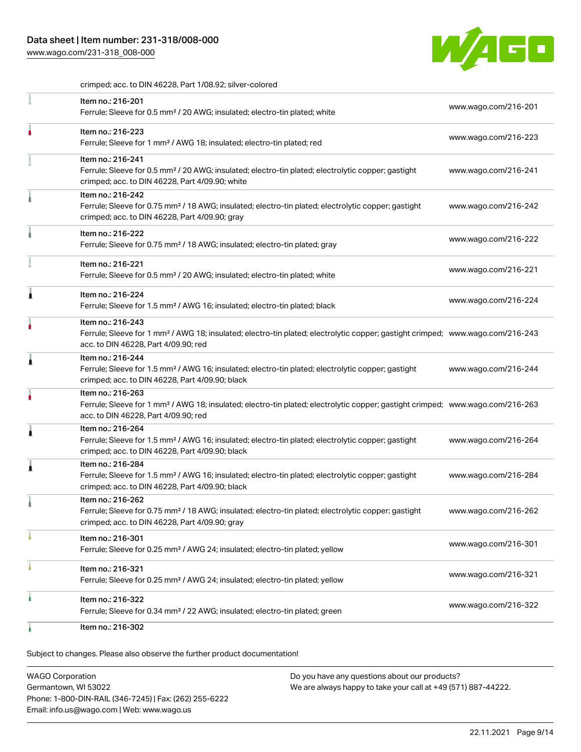crimped; acc. to DIN 46228, Part 1/08.92; silver-colored

| Item | Link |
| --- | --- |
| Item no.: 216-201<br>Ferrule; Sleeve for 0.5 mm² / 20 AWG; insulated; electro-tin plated; white | www.wago.com/216-201 |
| Item no.: 216-223<br>Ferrule; Sleeve for 1 mm² / AWG 18; insulated; electro-tin plated; red | www.wago.com/216-223 |
| Item no.: 216-241<br>Ferrule; Sleeve for 0.5 mm² / 20 AWG; insulated; electro-tin plated; electrolytic copper; gastight crimped; acc. to DIN 46228, Part 4/09.90; white | www.wago.com/216-241 |
| Item no.: 216-242<br>Ferrule; Sleeve for 0.75 mm² / 18 AWG; insulated; electro-tin plated; electrolytic copper; gastight crimped; acc. to DIN 46228, Part 4/09.90; gray | www.wago.com/216-242 |
| Item no.: 216-222<br>Ferrule; Sleeve for 0.75 mm² / 18 AWG; insulated; electro-tin plated; gray | www.wago.com/216-222 |
| Item no.: 216-221<br>Ferrule; Sleeve for 0.5 mm² / 20 AWG; insulated; electro-tin plated; white | www.wago.com/216-221 |
| Item no.: 216-224<br>Ferrule; Sleeve for 1.5 mm² / AWG 16; insulated; electro-tin plated; black | www.wago.com/216-224 |
| Item no.: 216-243<br>Ferrule; Sleeve for 1 mm² / AWG 18; insulated; electro-tin plated; electrolytic copper; gastight crimped; acc. to DIN 46228, Part 4/09.90; red | www.wago.com/216-243 |
| Item no.: 216-244<br>Ferrule; Sleeve for 1.5 mm² / AWG 16; insulated; electro-tin plated; electrolytic copper; gastight crimped; acc. to DIN 46228, Part 4/09.90; black | www.wago.com/216-244 |
| Item no.: 216-263<br>Ferrule; Sleeve for 1 mm² / AWG 18; insulated; electro-tin plated; electrolytic copper; gastight crimped; acc. to DIN 46228, Part 4/09.90; red | www.wago.com/216-263 |
| Item no.: 216-264<br>Ferrule; Sleeve for 1.5 mm² / AWG 16; insulated; electro-tin plated; electrolytic copper; gastight crimped; acc. to DIN 46228, Part 4/09.90; black | www.wago.com/216-264 |
| Item no.: 216-284<br>Ferrule; Sleeve for 1.5 mm² / AWG 16; insulated; electro-tin plated; electrolytic copper; gastight crimped; acc. to DIN 46228, Part 4/09.90; black | www.wago.com/216-284 |
| Item no.: 216-262<br>Ferrule; Sleeve for 0.75 mm² / 18 AWG; insulated; electro-tin plated; electrolytic copper; gastight crimped; acc. to DIN 46228, Part 4/09.90; gray | www.wago.com/216-262 |
| Item no.: 216-301<br>Ferrule; Sleeve for 0.25 mm² / AWG 24; insulated; electro-tin plated; yellow | www.wago.com/216-301 |
| Item no.: 216-321<br>Ferrule; Sleeve for 0.25 mm² / AWG 24; insulated; electro-tin plated; yellow | www.wago.com/216-321 |
| Item no.: 216-322<br>Ferrule; Sleeve for 0.34 mm² / 22 AWG; insulated; electro-tin plated; green | www.wago.com/216-322 |
| Item no.: 216-302 | |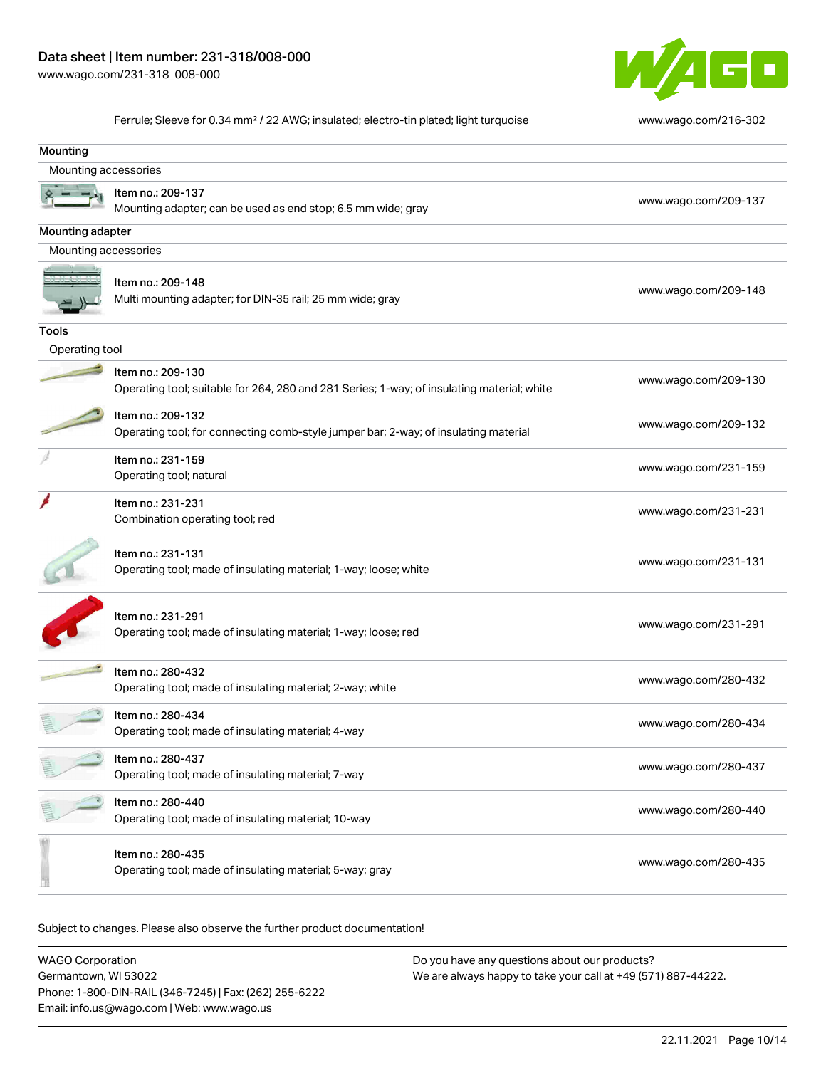| | |
|---|---|
| Ferrule; Sleeve for 0.34 mm² / 22 AWG; insulated; electro-tin plated; light turquoise | www.wago.com/216-302 |

**Mounting**

Mounting accessories

| | |
|---|---|
| Item no.: 209-137<br>Mounting adapter; can be used as end stop; 6.5 mm wide; gray | www.wago.com/209-137 |

**Mounting adapter**

Mounting accessories

| | |
|---|---|
| Item no.: 209-148<br>Multi mounting adapter; for DIN-35 rail; 25 mm wide; gray | www.wago.com/209-148 |

**Tools**

Operating tool

| | |
|---|---|
| Item no.: 209-130<br>Operating tool; suitable for 264, 280 and 281 Series; 1-way; of insulating material; white | www.wago.com/209-130 |
| Item no.: 209-132<br>Operating tool; for connecting comb-style jumper bar; 2-way; of insulating material | www.wago.com/209-132 |
| Item no.: 231-159<br>Operating tool; natural | www.wago.com/231-159 |
| Item no.: 231-231<br>Combination operating tool; red | www.wago.com/231-231 |
| Item no.: 231-131<br>Operating tool; made of insulating material; 1-way; loose; white | www.wago.com/231-131 |
| Item no.: 231-291<br>Operating tool; made of insulating material; 1-way; loose; red | www.wago.com/231-291 |
| Item no.: 280-432<br>Operating tool; made of insulating material; 2-way; white | www.wago.com/280-432 |
| Item no.: 280-434<br>Operating tool; made of insulating material; 4-way | www.wago.com/280-434 |
| Item no.: 280-437<br>Operating tool; made of insulating material; 7-way | www.wago.com/280-437 |
| Item no.: 280-440<br>Operating tool; made of insulating material; 10-way | www.wago.com/280-440 |
| Item no.: 280-435<br>Operating tool; made of insulating material; 5-way; gray | www.wago.com/280-435 |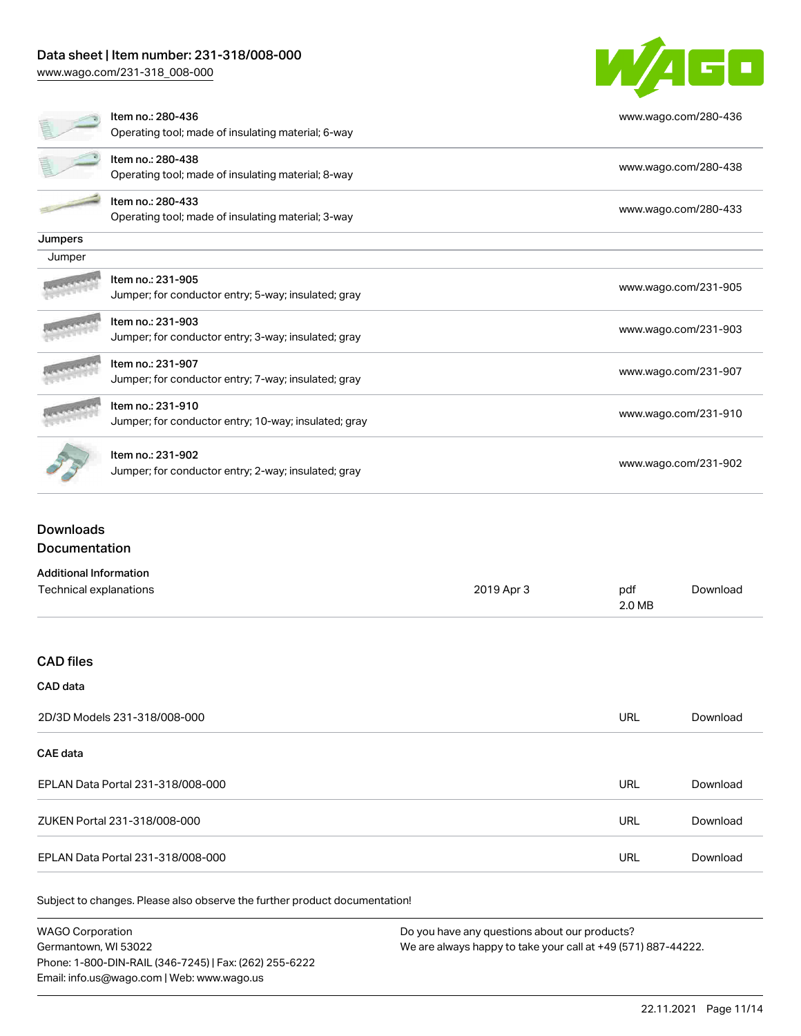| | | |
|---|---|---|
| | Item no.: 280-436<br>Operating tool; made of insulating material; 6-way | www.wago.com/280-436 |
| | Item no.: 280-438<br>Operating tool; made of insulating material; 8-way | www.wago.com/280-438 |
| | Item no.: 280-433<br>Operating tool; made of insulating material; 3-way | www.wago.com/280-433 |

**Jumpers**

Jumper

| | | |
|---|---|---|
| | Item no.: 231-905<br>Jumper; for conductor entry; 5-way; insulated; gray | www.wago.com/231-905 |
| | Item no.: 231-903<br>Jumper; for conductor entry; 3-way; insulated; gray | www.wago.com/231-903 |
| | Item no.: 231-907<br>Jumper; for conductor entry; 7-way; insulated; gray | www.wago.com/231-907 |
| | Item no.: 231-910<br>Jumper; for conductor entry; 10-way; insulated; gray | www.wago.com/231-910 |
| | Item no.: 231-902<br>Jumper; for conductor entry; 2-way; insulated; gray | www.wago.com/231-902 |

## Downloads

## Documentation

**Additional Information**

| | | | |
|---|---|---|---|
| Technical explanations | 2019 Apr 3 | pdf<br>2.0 MB | Download |

## CAD files

**CAD data**

| | | |
|---|---|---|
| 2D/3D Models 231-318/008-000 | URL | Download |

**CAE data**

| | | |
|---|---|---|
| EPLAN Data Portal 231-318/008-000 | URL | Download |
| ZUKEN Portal 231-318/008-000 | URL | Download |
| EPLAN Data Portal 231-318/008-000 | URL | Download |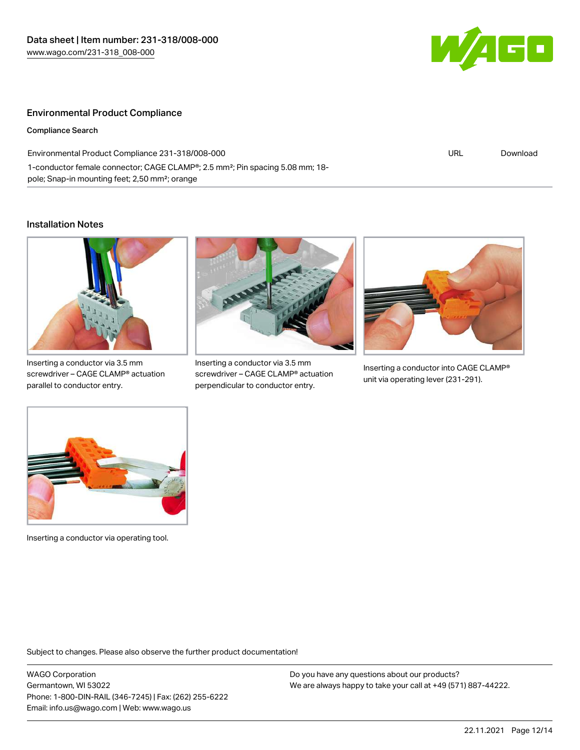## Environmental Product Compliance

**Compliance Search**

| Environmental Product Compliance 231-318/008-000 | URL | Download |
| --- | --- | --- |
| 1-conductor female connector; CAGE CLAMP®; 2.5 mm²; Pin spacing 5.08 mm; 18-pole; Snap-in mounting feet; 2,50 mm²; orange | | |

## Installation Notes

Inserting a conductor via 3.5 mm screwdriver – CAGE CLAMP® actuation parallel to conductor entry.

Inserting a conductor via 3.5 mm screwdriver – CAGE CLAMP® actuation perpendicular to conductor entry.

Inserting a conductor into CAGE CLAMP® unit via operating lever (231-291).

Inserting a conductor via operating tool.

Subject to changes. Please also observe the further product documentation!

WAGO Corporation
Germantown, WI 53022
Phone: 1-800-DIN-RAIL (346-7245) | Fax: (262) 255-6222
Email: info.us@wago.com | Web: www.wago.us

Do you have any questions about our products?
We are always happy to take your call at +49 (571) 887-44222.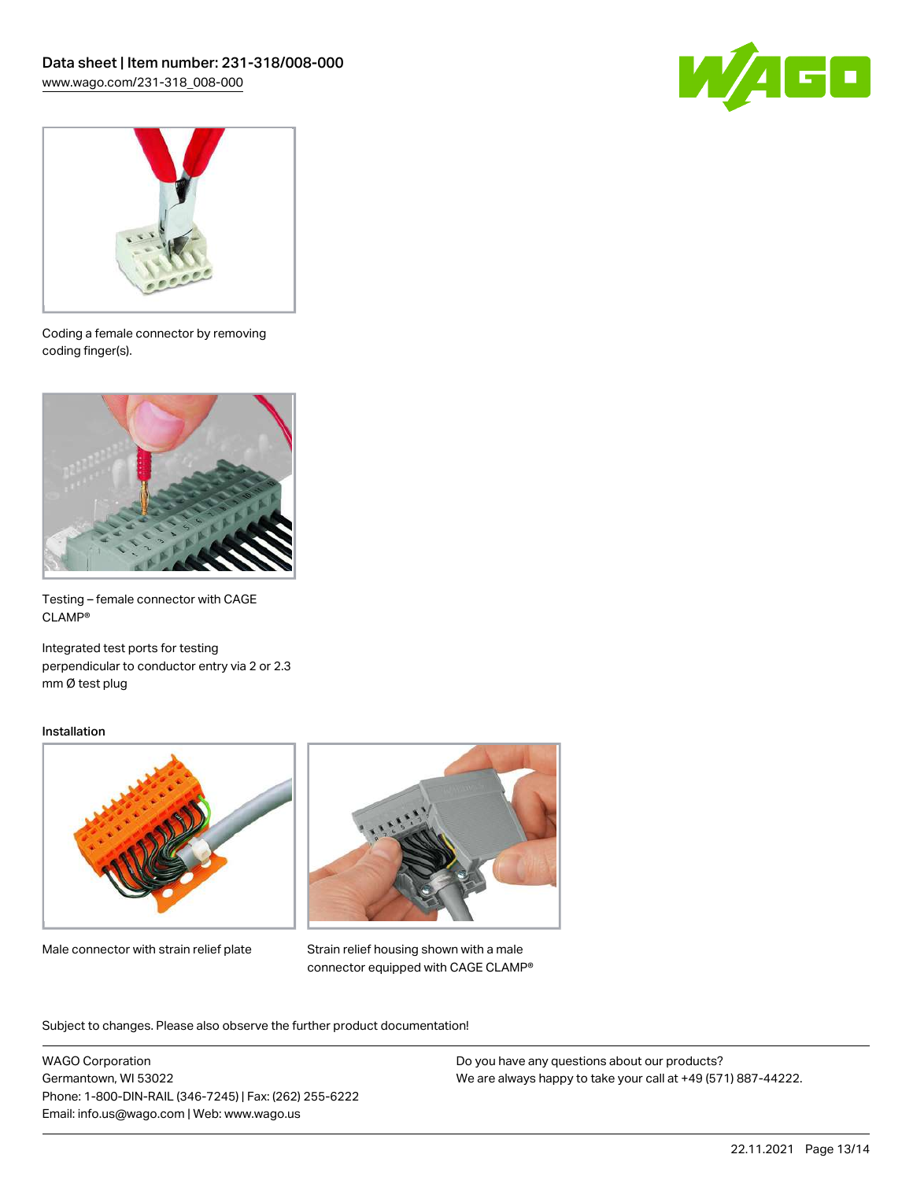Coding a female connector by removing coding finger(s).

Testing – female connector with CAGE CLAMP®

Integrated test ports for testing perpendicular to conductor entry via 2 or 2.3 mm Ø test plug

## Installation

Male connector with strain relief plate

Strain relief housing shown with a male connector equipped with CAGE CLAMP®

Subject to changes. Please also observe the further product documentation!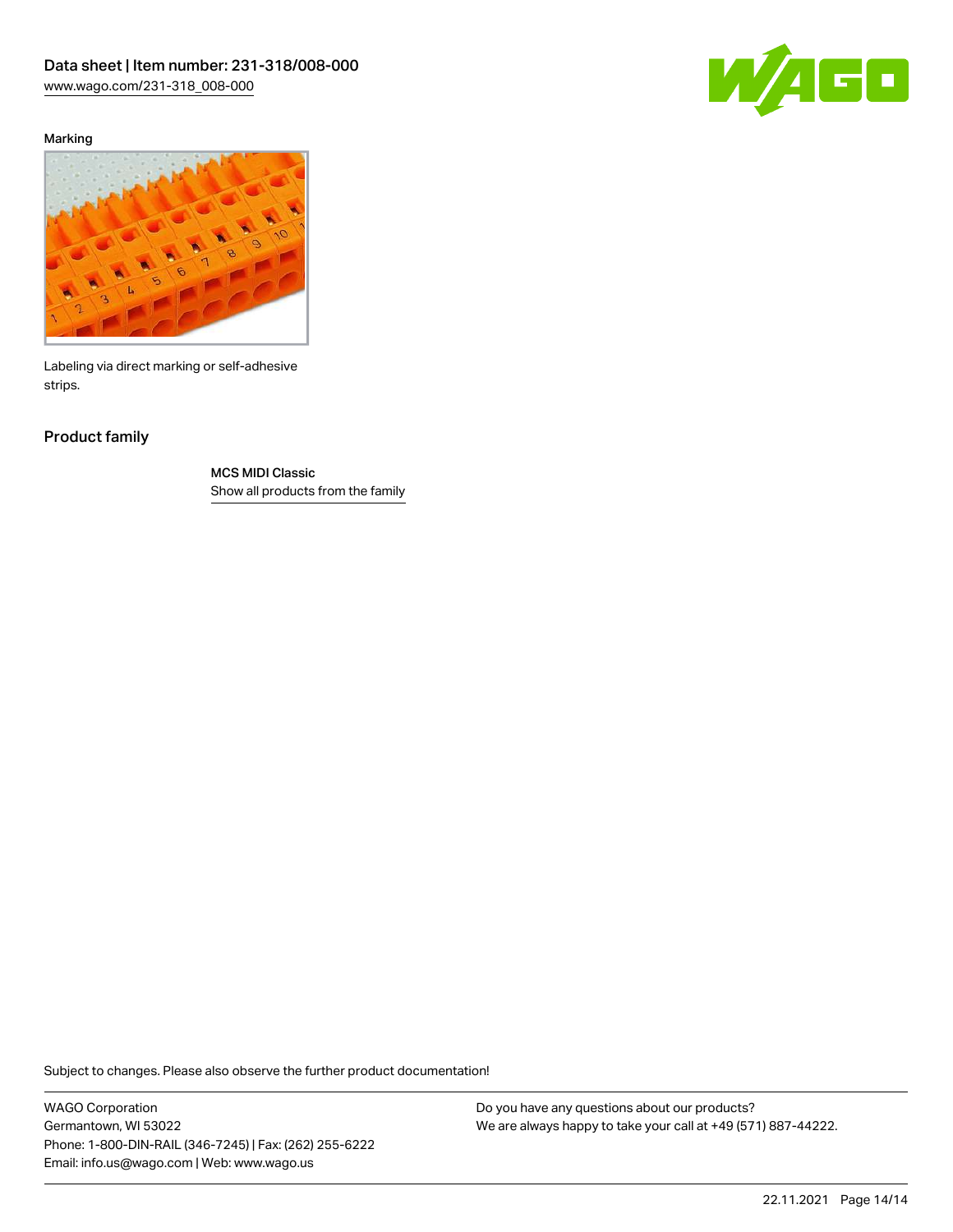Marking

Labeling via direct marking or self-adhesive strips.

## Product family

MCS MIDI Classic
Show all products from the family

Subject to changes. Please also observe the further product documentation!

WAGO Corporation
Germantown, WI 53022
Phone: 1-800-DIN-RAIL (346-7245) | Fax: (262) 255-6222
Email: info.us@wago.com | Web: www.wago.us

Do you have any questions about our products?
We are always happy to take your call at +49 (571) 887-44222.